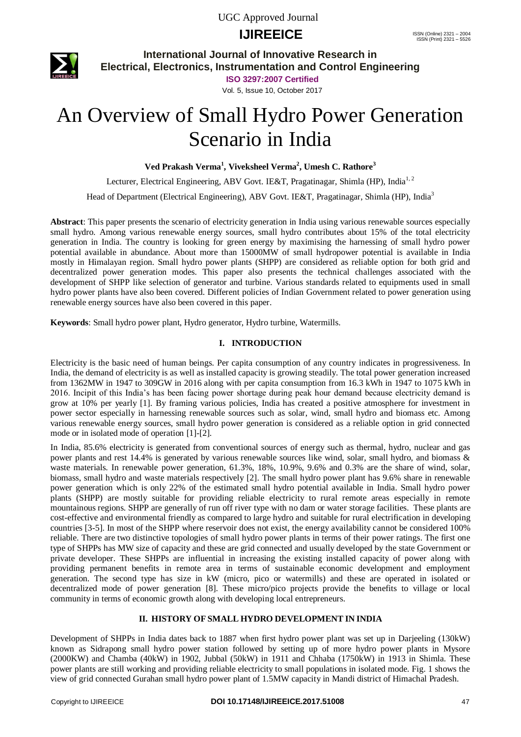# An Overview of Small Hydro Power Generation Scenario in India

**Ved Prakash Verma[1], Viveksheel Verma[2], Umesh C. Rathore[3]**

Lecturer, Electrical Engineering, ABV Govt. IE&T, Pragatinagar, Shimla (HP), India[1, 2]

Head of Department (Electrical Engineering), ABV Govt. IE&T, Pragatinagar, Shimla (HP), India[3]

**Abstract**: This paper presents the scenario of electricity generation in India using various renewable sources especially small hydro. Among various renewable energy sources, small hydro contributes about 15% of the total electricity generation in India. The country is looking for green energy by maximising the harnessing of small hydro power potential available in abundance. About more than 15000MW of small hydropower potential is available in India mostly in Himalayan region. Small hydro power plants (SHPP) are considered as reliable option for both grid and decentralized power generation modes. This paper also presents the technical challenges associated with the development of SHPP like selection of generator and turbine. Various standards related to equipments used in small hydro power plants have also been covered. Different policies of Indian Government related to power generation using renewable energy sources have also been covered in this paper.

**Keywords**: Small hydro power plant, Hydro generator, Hydro turbine, Watermills.

## I. INTRODUCTION

Electricity is the basic need of human beings. Per capita consumption of any country indicates in progressiveness. In India, the demand of electricity is as well as installed capacity is growing steadily. The total power generation increased from 1362MW in 1947 to 309GW in 2016 along with per capita consumption from 16.3 kWh in 1947 to 1075 kWh in 2016. Incipit of this India's has been facing power shortage during peak hour demand because electricity demand is grow at 10% per yearly [1]. By framing various policies, India has created a positive atmosphere for investment in power sector especially in harnessing renewable sources such as solar, wind, small hydro and biomass etc. Among various renewable energy sources, small hydro power generation is considered as a reliable option in grid connected mode or in isolated mode of operation [1]-[2].

In India, 85.6% electricity is generated from conventional sources of energy such as thermal, hydro, nuclear and gas power plants and rest 14.4% is generated by various renewable sources like wind, solar, small hydro, and biomass & waste materials. In renewable power generation, 61.3%, 18%, 10.9%, 9.6% and 0.3% are the share of wind, solar, biomass, small hydro and waste materials respectively [2]. The small hydro power plant has 9.6% share in renewable power generation which is only 22% of the estimated small hydro potential available in India. Small hydro power plants (SHPP) are mostly suitable for providing reliable electricity to rural remote areas especially in remote mountainous regions. SHPP are generally of run off river type with no dam or water storage facilities. These plants are cost-effective and environmental friendly as compared to large hydro and suitable for rural electrification in developing countries [3-5]. In most of the SHPP where reservoir does not exist, the energy availability cannot be considered 100% reliable. There are two distinctive topologies of small hydro power plants in terms of their power ratings. The first one type of SHPPs has MW size of capacity and these are grid connected and usually developed by the state Government or private developer. These SHPPs are influential in increasing the existing installed capacity of power along with providing permanent benefits in remote area in terms of sustainable economic development and employment generation. The second type has size in kW (micro, pico or watermills) and these are operated in isolated or decentralized mode of power generation [8]. These micro/pico projects provide the benefits to village or local community in terms of economic growth along with developing local entrepreneurs.

## II. HISTORY OF SMALL HYDRO DEVELOPMENT IN INDIA

Development of SHPPs in India dates back to 1887 when first hydro power plant was set up in Darjeeling (130kW) known as Sidrapong small hydro power station followed by setting up of more hydro power plants in Mysore (2000KW) and Chamba (40kW) in 1902, Jubbal (50kW) in 1911 and Chhaba (1750kW) in 1913 in Shimla. These power plants are still working and providing reliable electricity to small populations in isolated mode. Fig. 1 shows the view of grid connected Gurahan small hydro power plant of 1.5MW capacity in Mandi district of Himachal Pradesh.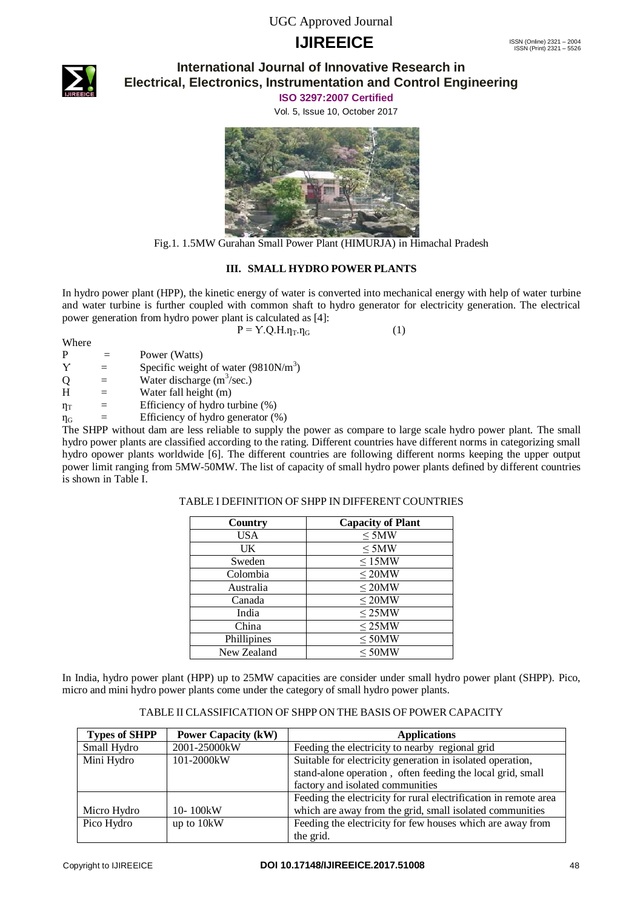Fig.1. 1.5MW Gurahan Small Power Plant (HIMURJA) in Himachal Pradesh

## III. SMALL HYDRO POWER PLANTS

In hydro power plant (HPP), the kinetic energy of water is converted into mechanical energy with help of water turbine and water turbine is further coupled with common shaft to hydro generator for electricity generation. The electrical power generation from hydro power plant is calculated as [4]:

$$P = Y.Q.H.\eta_T.\eta_G \quad (1)$$

Where

- $P$ = Power (Watts)
- $Y$ = Specific weight of water ($9810N/m^3$)
- $Q$ = Water discharge ($m^3$/sec.)
- $H$ = Water fall height (m)
- $\eta_T$ = Efficiency of hydro turbine (%)
- $\eta_G$ = Efficiency of hydro generator (%)

The SHPP without dam are less reliable to supply the power as compare to large scale hydro power plant. The small hydro power plants are classified according to the rating. Different countries have different norms in categorizing small hydro opower plants worldwide [6]. The different countries are following different norms keeping the upper output power limit ranging from 5MW-50MW. The list of capacity of small hydro power plants defined by different countries is shown in Table I.

TABLE I DEFINITION OF SHPP IN DIFFERENT COUNTRIES

| Country | Capacity of Plant |
|---|---|
| USA | ≤ 5MW |
| UK | ≤ 5MW |
| Sweden | ≤ 15MW |
| Colombia | ≤ 20MW |
| Australia | ≤ 20MW |
| Canada | ≤ 20MW |
| India | ≤ 25MW |
| China | ≤ 25MW |
| Phillipines | ≤ 50MW |
| New Zealand | ≤ 50MW |

In India, hydro power plant (HPP) up to 25MW capacities are consider under small hydro power plant (SHPP). Pico, micro and mini hydro power plants come under the category of small hydro power plants.

TABLE II CLASSIFICATION OF SHPP ON THE BASIS OF POWER CAPACITY

| Types of SHPP | Power Capacity (kW) | Applications |
|---|---|---|
| Small Hydro | 2001-25000kW | Feeding the electricity to nearby regional grid |
| Mini Hydro | 101-2000kW | Suitable for electricity generation in isolated operation, stand-alone operation , often feeding the local grid, small factory and isolated communities |
| Micro Hydro | 10- 100kW | Feeding the electricity for rural electrification in remote area which are away from the grid, small isolated communities |
| Pico Hydro | up to 10kW | Feeding the electricity for few houses which are away from the grid. |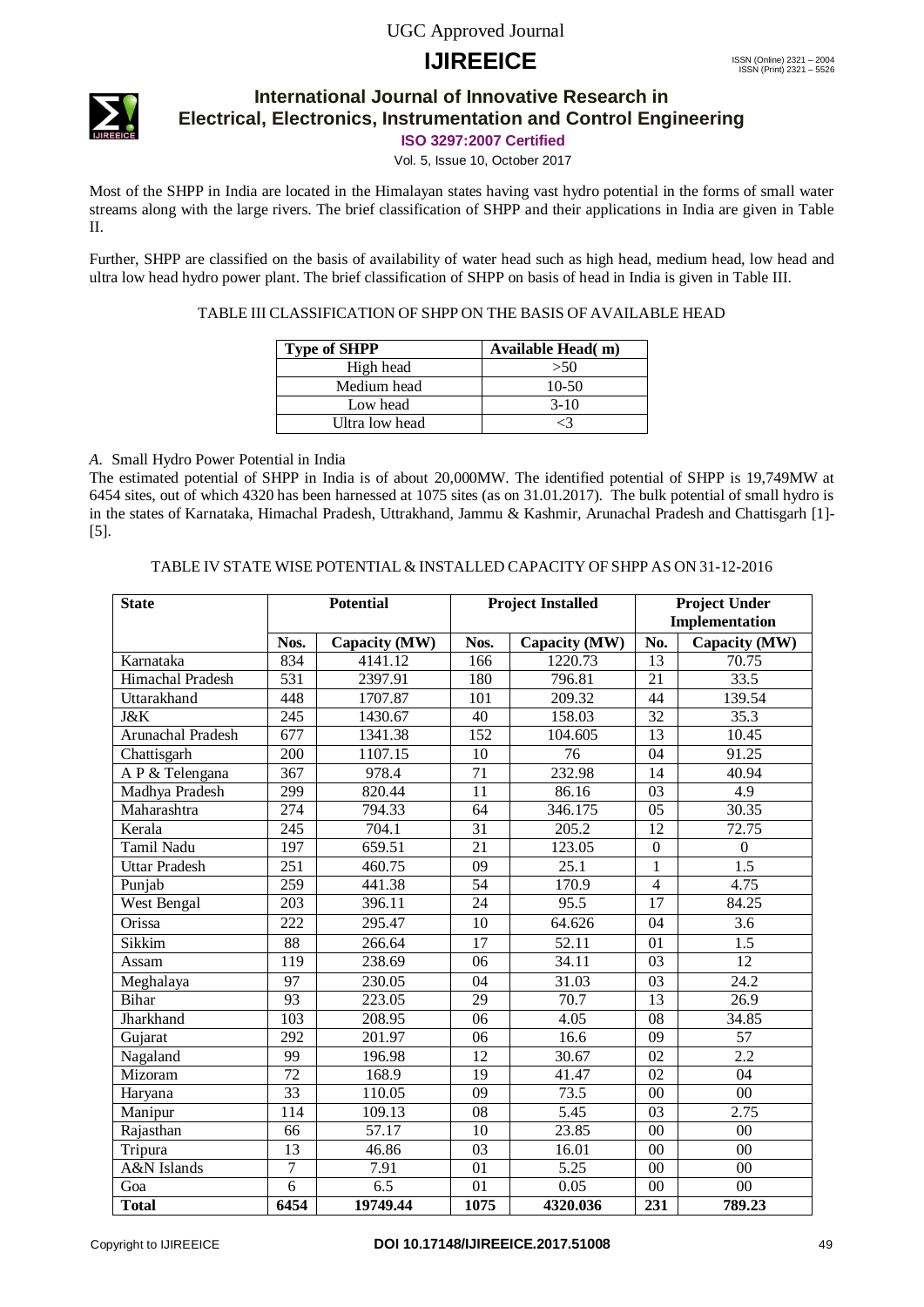Most of the SHPP in India are located in the Himalayan states having vast hydro potential in the forms of small water streams along with the large rivers. The brief classification of SHPP and their applications in India are given in Table II.

Further, SHPP are classified on the basis of availability of water head such as high head, medium head, low head and ultra low head hydro power plant. The brief classification of SHPP on basis of head in India is given in Table III.

TABLE III CLASSIFICATION OF SHPP ON THE BASIS OF AVAILABLE HEAD

| Type of SHPP | Available Head( m) |
|---|---|
| High head | >50 |
| Medium head | 10-50 |
| Low head | 3-10 |
| Ultra low head | <3 |

*A.* Small Hydro Power Potential in India

The estimated potential of SHPP in India is of about 20,000MW. The identified potential of SHPP is 19,749MW at 6454 sites, out of which 4320 has been harnessed at 1075 sites (as on 31.01.2017). The bulk potential of small hydro is in the states of Karnataka, Himachal Pradesh, Uttrakhand, Jammu & Kashmir, Arunachal Pradesh and Chattisgarh [1]-[5].

TABLE IV STATE WISE POTENTIAL & INSTALLED CAPACITY OF SHPP AS ON 31-12-2016

| State | Potential | | Project Installed | | Project Under Implementation | |
|---|---|---|---|---|---|---|
| | Nos. | Capacity (MW) | Nos. | Capacity (MW) | No. | Capacity (MW) |
| Karnataka | 834 | 4141.12 | 166 | 1220.73 | 13 | 70.75 |
| Himachal Pradesh | 531 | 2397.91 | 180 | 796.81 | 21 | 33.5 |
| Uttarakhand | 448 | 1707.87 | 101 | 209.32 | 44 | 139.54 |
| J&K | 245 | 1430.67 | 40 | 158.03 | 32 | 35.3 |
| Arunachal Pradesh | 677 | 1341.38 | 152 | 104.605 | 13 | 10.45 |
| Chattisgarh | 200 | 1107.15 | 10 | 76 | 04 | 91.25 |
| A P & Telengana | 367 | 978.4 | 71 | 232.98 | 14 | 40.94 |
| Madhya Pradesh | 299 | 820.44 | 11 | 86.16 | 03 | 4.9 |
| Maharashtra | 274 | 794.33 | 64 | 346.175 | 05 | 30.35 |
| Kerala | 245 | 704.1 | 31 | 205.2 | 12 | 72.75 |
| Tamil Nadu | 197 | 659.51 | 21 | 123.05 | 0 | 0 |
| Uttar Pradesh | 251 | 460.75 | 09 | 25.1 | 1 | 1.5 |
| Punjab | 259 | 441.38 | 54 | 170.9 | 4 | 4.75 |
| West Bengal | 203 | 396.11 | 24 | 95.5 | 17 | 84.25 |
| Orissa | 222 | 295.47 | 10 | 64.626 | 04 | 3.6 |
| Sikkim | 88 | 266.64 | 17 | 52.11 | 01 | 1.5 |
| Assam | 119 | 238.69 | 06 | 34.11 | 03 | 12 |
| Meghalaya | 97 | 230.05 | 04 | 31.03 | 03 | 24.2 |
| Bihar | 93 | 223.05 | 29 | 70.7 | 13 | 26.9 |
| Jharkhand | 103 | 208.95 | 06 | 4.05 | 08 | 34.85 |
| Gujarat | 292 | 201.97 | 06 | 16.6 | 09 | 57 |
| Nagaland | 99 | 196.98 | 12 | 30.67 | 02 | 2.2 |
| Mizoram | 72 | 168.9 | 19 | 41.47 | 02 | 04 |
| Haryana | 33 | 110.05 | 09 | 73.5 | 00 | 00 |
| Manipur | 114 | 109.13 | 08 | 5.45 | 03 | 2.75 |
| Rajasthan | 66 | 57.17 | 10 | 23.85 | 00 | 00 |
| Tripura | 13 | 46.86 | 03 | 16.01 | 00 | 00 |
| A&N Islands | 7 | 7.91 | 01 | 5.25 | 00 | 00 |
| Goa | 6 | 6.5 | 01 | 0.05 | 00 | 00 |
| **Total** | **6454** | **19749.44** | **1075** | **4320.036** | **231** | **789.23** |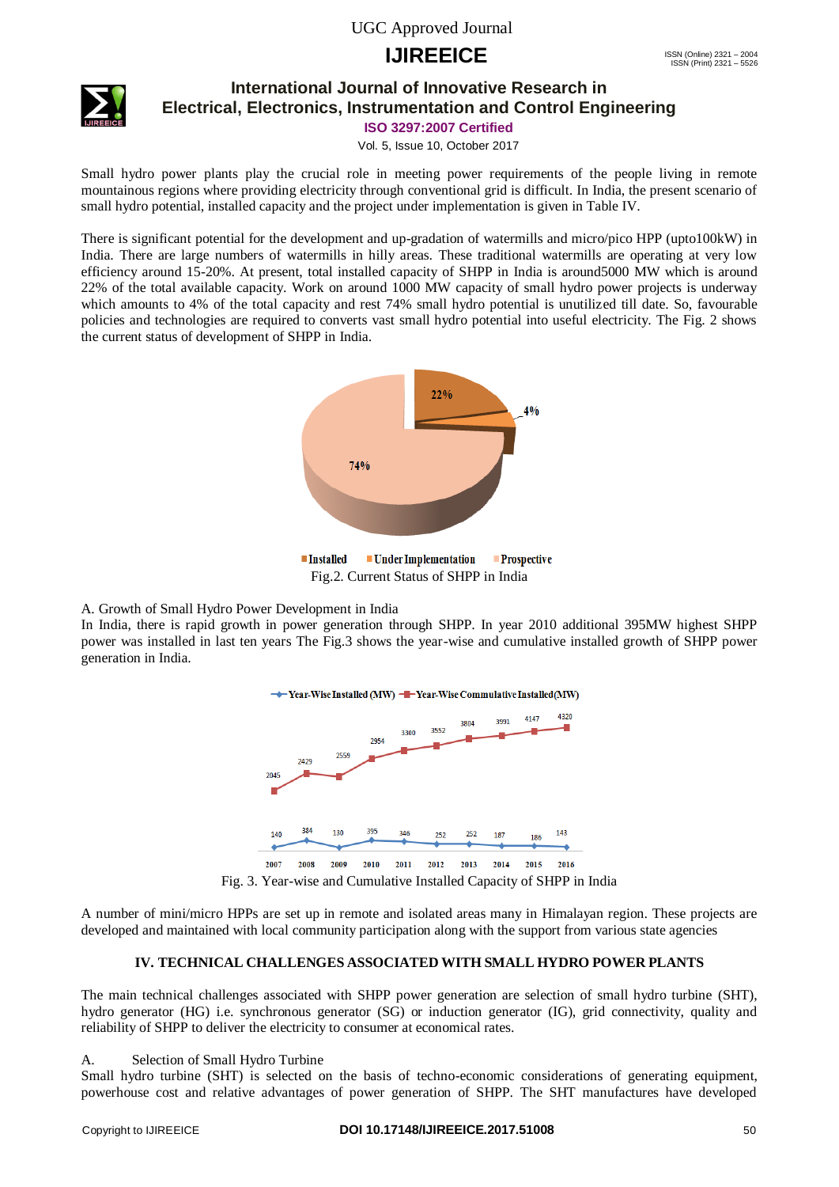Small hydro power plants play the crucial role in meeting power requirements of the people living in remote mountainous regions where providing electricity through conventional grid is difficult. In India, the present scenario of small hydro potential, installed capacity and the project under implementation is given in Table IV.

There is significant potential for the development and up-gradation of watermills and micro/pico HPP (upto100kW) in India. There are large numbers of watermills in hilly areas. These traditional watermills are operating at very low efficiency around 15-20%. At present, total installed capacity of SHPP in India is around5000 MW which is around 22% of the total available capacity. Work on around 1000 MW capacity of small hydro power projects is underway which amounts to 4% of the total capacity and rest 74% small hydro potential is unutilized till date. So, favourable policies and technologies are required to converts vast small hydro potential into useful electricity. The Fig. 2 shows the current status of development of SHPP in India.

Fig.2. Current Status of SHPP in India

A. Growth of Small Hydro Power Development in India

In India, there is rapid growth in power generation through SHPP. In year 2010 additional 395MW highest SHPP power was installed in last ten years The Fig.3 shows the year-wise and cumulative installed growth of SHPP power generation in India.

Fig. 3. Year-wise and Cumulative Installed Capacity of SHPP in India

A number of mini/micro HPPs are set up in remote and isolated areas many in Himalayan region. These projects are developed and maintained with local community participation along with the support from various state agencies

## IV. TECHNICAL CHALLENGES ASSOCIATED WITH SMALL HYDRO POWER PLANTS

The main technical challenges associated with SHPP power generation are selection of small hydro turbine (SHT), hydro generator (HG) i.e. synchronous generator (SG) or induction generator (IG), grid connectivity, quality and reliability of SHPP to deliver the electricity to consumer at economical rates.

### A. Selection of Small Hydro Turbine

Small hydro turbine (SHT) is selected on the basis of techno-economic considerations of generating equipment, powerhouse cost and relative advantages of power generation of SHPP. The SHT manufactures have developed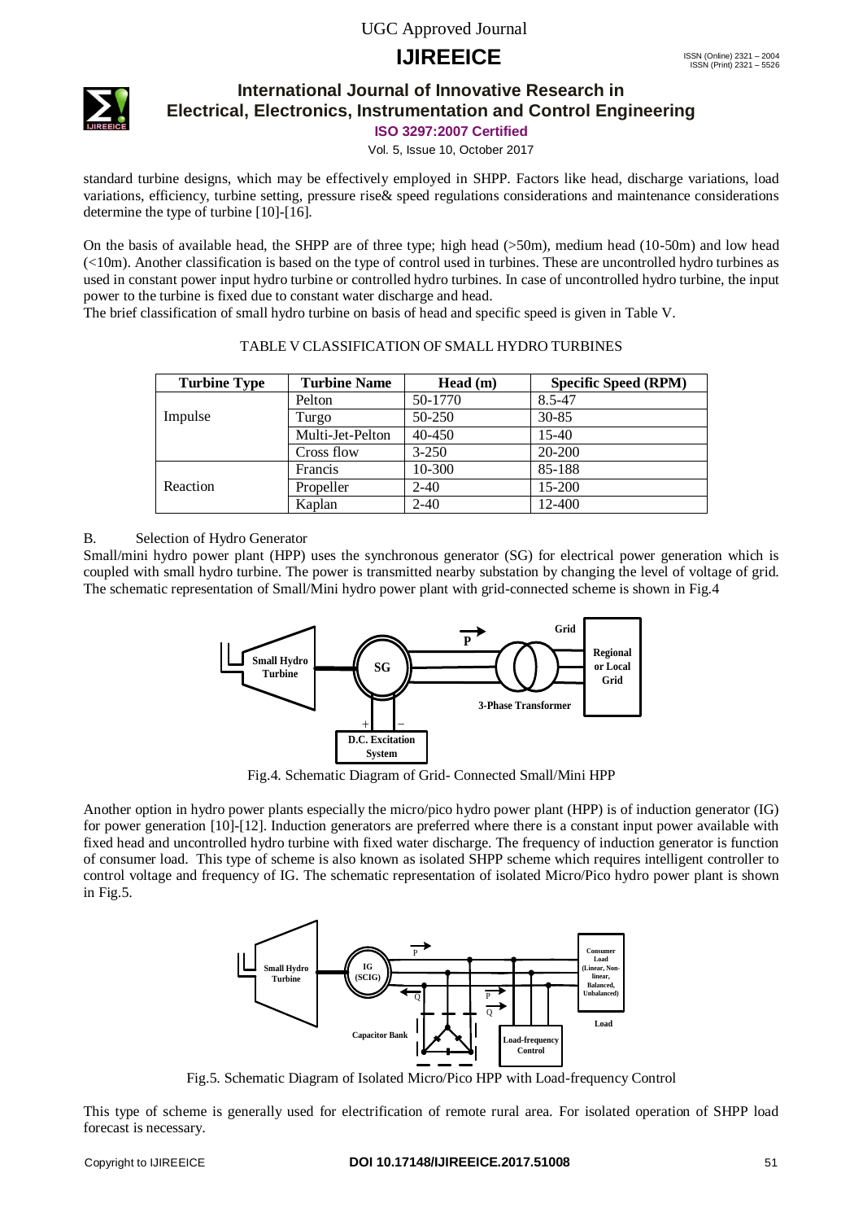standard turbine designs, which may be effectively employed in SHPP. Factors like head, discharge variations, load variations, efficiency, turbine setting, pressure rise& speed regulations considerations and maintenance considerations determine the type of turbine [10]-[16].

On the basis of available head, the SHPP are of three type; high head (>50m), medium head (10-50m) and low head (<10m). Another classification is based on the type of control used in turbines. These are uncontrolled hydro turbines as used in constant power input hydro turbine or controlled hydro turbines. In case of uncontrolled hydro turbine, the input power to the turbine is fixed due to constant water discharge and head.

The brief classification of small hydro turbine on basis of head and specific speed is given in Table V.

TABLE V CLASSIFICATION OF SMALL HYDRO TURBINES

| Turbine Type | Turbine Name | Head (m) | Specific Speed (RPM) |
|---|---|---|---|
| Impulse | Pelton | 50-1770 | 8.5-47 |
| | Turgo | 50-250 | 30-85 |
| | Multi-Jet-Pelton | 40-450 | 15-40 |
| | Cross flow | 3-250 | 20-200 |
| Reaction | Francis | 10-300 | 85-188 |
| | Propeller | 2-40 | 15-200 |
| | Kaplan | 2-40 | 12-400 |

B. Selection of Hydro Generator

Small/mini hydro power plant (HPP) uses the synchronous generator (SG) for electrical power generation which is coupled with small hydro turbine. The power is transmitted nearby substation by changing the level of voltage of grid. The schematic representation of Small/Mini hydro power plant with grid-connected scheme is shown in Fig.4

Fig.4. Schematic Diagram of Grid- Connected Small/Mini HPP

Another option in hydro power plants especially the micro/pico hydro power plant (HPP) is of induction generator (IG) for power generation [10]-[12]. Induction generators are preferred where there is a constant input power available with fixed head and uncontrolled hydro turbine with fixed water discharge. The frequency of induction generator is function of consumer load. This type of scheme is also known as isolated SHPP scheme which requires intelligent controller to control voltage and frequency of IG. The schematic representation of isolated Micro/Pico hydro power plant is shown in Fig.5.

Fig.5. Schematic Diagram of Isolated Micro/Pico HPP with Load-frequency Control

This type of scheme is generally used for electrification of remote rural area. For isolated operation of SHPP load forecast is necessary.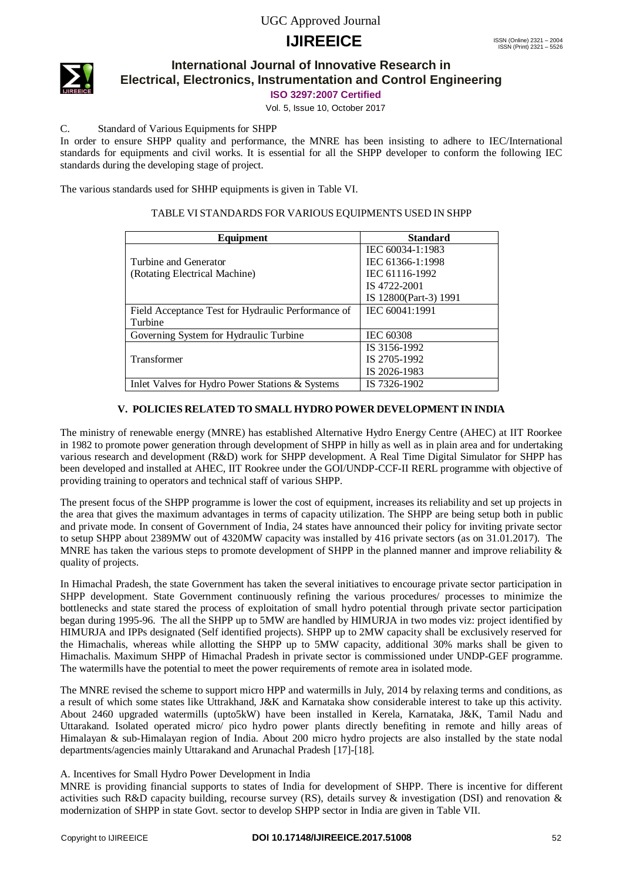C. Standard of Various Equipments for SHPP

In order to ensure SHPP quality and performance, the MNRE has been insisting to adhere to IEC/International standards for equipments and civil works. It is essential for all the SHPP developer to conform the following IEC standards during the developing stage of project.

The various standards used for SHHP equipments is given in Table VI.

TABLE VI STANDARDS FOR VARIOUS EQUIPMENTS USED IN SHPP

| Equipment | Standard |
|---|---|
| Turbine and Generator (Rotating Electrical Machine) | IEC 60034-1:1983<br>IEC 61366-1:1998<br>IEC 61116-1992<br>IS 4722-2001<br>IS 12800(Part-3) 1991 |
| Field Acceptance Test for Hydraulic Performance of Turbine | IEC 60041:1991 |
| Governing System for Hydraulic Turbine | IEC 60308 |
| Transformer | IS 3156-1992<br>IS 2705-1992<br>IS 2026-1983 |
| Inlet Valves for Hydro Power Stations & Systems | IS 7326-1902 |

## V. POLICIES RELATED TO SMALL HYDRO POWER DEVELOPMENT IN INDIA

The ministry of renewable energy (MNRE) has established Alternative Hydro Energy Centre (AHEC) at IIT Roorkee in 1982 to promote power generation through development of SHPP in hilly as well as in plain area and for undertaking various research and development (R&D) work for SHPP development. A Real Time Digital Simulator for SHPP has been developed and installed at AHEC, IIT Rookree under the GOI/UNDP-CCF-II RERL programme with objective of providing training to operators and technical staff of various SHPP.

The present focus of the SHPP programme is lower the cost of equipment, increases its reliability and set up projects in the area that gives the maximum advantages in terms of capacity utilization. The SHPP are being setup both in public and private mode. In consent of Government of India, 24 states have announced their policy for inviting private sector to setup SHPP about 2389MW out of 4320MW capacity was installed by 416 private sectors (as on 31.01.2017). The MNRE has taken the various steps to promote development of SHPP in the planned manner and improve reliability & quality of projects.

In Himachal Pradesh, the state Government has taken the several initiatives to encourage private sector participation in SHPP development. State Government continuously refining the various procedures/ processes to minimize the bottlenecks and state stared the process of exploitation of small hydro potential through private sector participation began during 1995-96. The all the SHPP up to 5MW are handled by HIMURJA in two modes viz: project identified by HIMURJA and IPPs designated (Self identified projects). SHPP up to 2MW capacity shall be exclusively reserved for the Himachalis, whereas while allotting the SHPP up to 5MW capacity, additional 30% marks shall be given to Himachalis. Maximum SHPP of Himachal Pradesh in private sector is commissioned under UNDP-GEF programme. The watermills have the potential to meet the power requirements of remote area in isolated mode.

The MNRE revised the scheme to support micro HPP and watermills in July, 2014 by relaxing terms and conditions, as a result of which some states like Uttrakhand, J&K and Karnataka show considerable interest to take up this activity. About 2460 upgraded watermills (upto5kW) have been installed in Kerela, Karnataka, J&K, Tamil Nadu and Uttarakand. Isolated operated micro/ pico hydro power plants directly benefiting in remote and hilly areas of Himalayan & sub-Himalayan region of India. About 200 micro hydro projects are also installed by the state nodal departments/agencies mainly Uttarakand and Arunachal Pradesh [17]-[18].

A. Incentives for Small Hydro Power Development in India

MNRE is providing financial supports to states of India for development of SHPP. There is incentive for different activities such R&D capacity building, recourse survey (RS), details survey & investigation (DSI) and renovation & modernization of SHPP in state Govt. sector to develop SHPP sector in India are given in Table VII.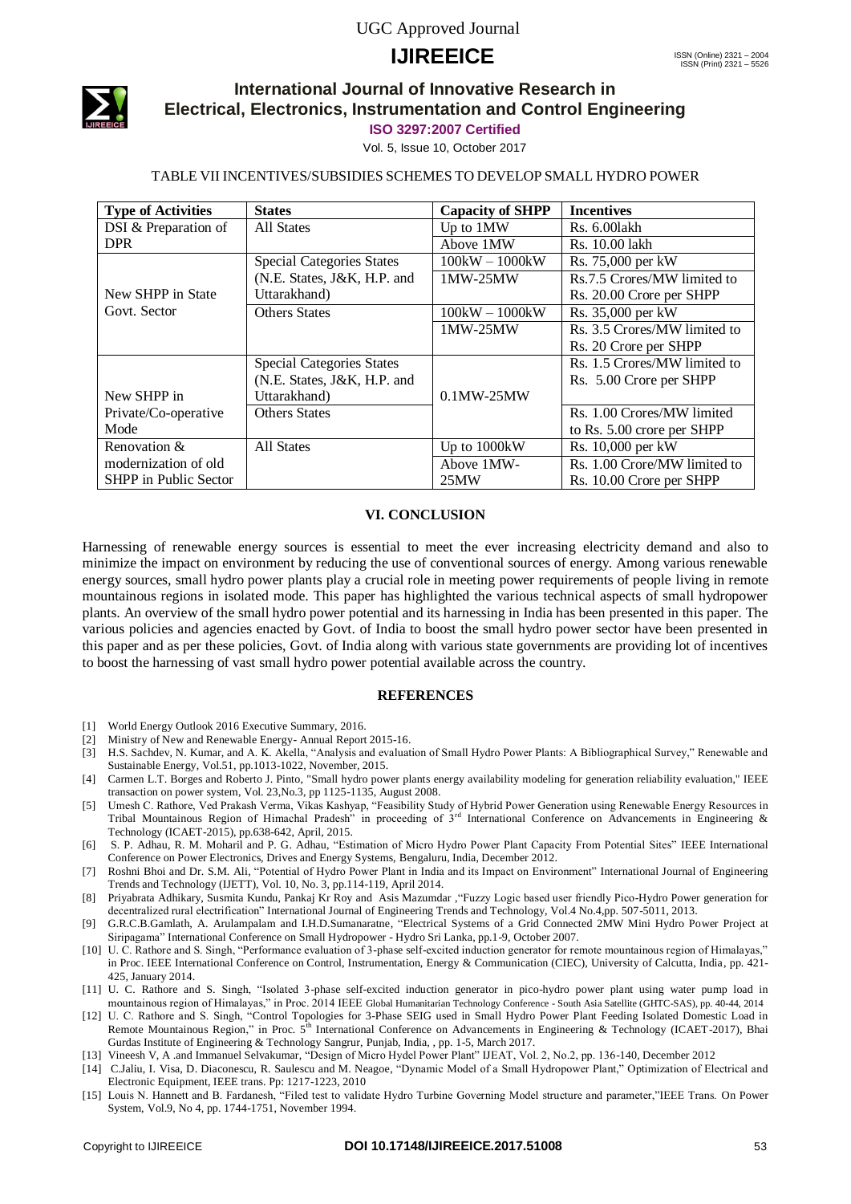TABLE VII INCENTIVES/SUBSIDIES SCHEMES TO DEVELOP SMALL HYDRO POWER

| Type of Activities | States | Capacity of SHPP | Incentives |
|---|---|---|---|
| DSI & Preparation of DPR | All States | Up to 1MW | Rs. 6.00lakh |
| | | Above 1MW | Rs. 10.00 lakh |
| New SHPP in State Govt. Sector | Special Categories States (N.E. States, J&K, H.P. and Uttarakhand) | 100kW – 1000kW | Rs. 75,000 per kW |
| | | 1MW-25MW | Rs.7.5 Crores/MW limited to Rs. 20.00 Crore per SHPP |
| | Others States | 100kW – 1000kW | Rs. 35,000 per kW |
| | | 1MW-25MW | Rs. 3.5 Crores/MW limited to Rs. 20 Crore per SHPP |
| New SHPP in Private/Co-operative Mode | Special Categories States (N.E. States, J&K, H.P. and Uttarakhand) | 0.1MW-25MW | Rs. 1.5 Crores/MW limited to Rs. 5.00 Crore per SHPP |
| | Others States | | Rs. 1.00 Crores/MW limited to Rs. 5.00 crore per SHPP |
| Renovation & modernization of old SHPP in Public Sector | All States | Up to 1000kW | Rs. 10,000 per kW |
| | | Above 1MW-25MW | Rs. 1.00 Crore/MW limited to Rs. 10.00 Crore per SHPP |

## VI. CONCLUSION

Harnessing of renewable energy sources is essential to meet the ever increasing electricity demand and also to minimize the impact on environment by reducing the use of conventional sources of energy. Among various renewable energy sources, small hydro power plants play a crucial role in meeting power requirements of people living in remote mountainous regions in isolated mode. This paper has highlighted the various technical aspects of small hydropower plants. An overview of the small hydro power potential and its harnessing in India has been presented in this paper. The various policies and agencies enacted by Govt. of India to boost the small hydro power sector have been presented in this paper and as per these policies, Govt. of India along with various state governments are providing lot of incentives to boost the harnessing of vast small hydro power potential available across the country.

## REFERENCES

[1] World Energy Outlook 2016 Executive Summary, 2016.

[2] Ministry of New and Renewable Energy- Annual Report 2015-16.

[3] H.S. Sachdev, N. Kumar, and A. K. Akella, "Analysis and evaluation of Small Hydro Power Plants: A Bibliographical Survey," Renewable and Sustainable Energy, Vol.51, pp.1013-1022, November, 2015.

[4] Carmen L.T. Borges and Roberto J. Pinto, "Small hydro power plants energy availability modeling for generation reliability evaluation," IEEE transaction on power system, Vol. 23,No.3, pp 1125-1135, August 2008.

[5] Umesh C. Rathore, Ved Prakash Verma, Vikas Kashyap, "Feasibility Study of Hybrid Power Generation using Renewable Energy Resources in Tribal Mountainous Region of Himachal Pradesh" in proceeding of 3rd International Conference on Advancements in Engineering & Technology (ICAET-2015), pp.638-642, April, 2015.

[6] S. P. Adhau, R. M. Moharil and P. G. Adhau, "Estimation of Micro Hydro Power Plant Capacity From Potential Sites" IEEE International Conference on Power Electronics, Drives and Energy Systems, Bengaluru, India, December 2012.

[7] Roshni Bhoi and Dr. S.M. Ali, "Potential of Hydro Power Plant in India and its Impact on Environment" International Journal of Engineering Trends and Technology (IJETT), Vol. 10, No. 3, pp.114-119, April 2014.

[8] Priyabrata Adhikary, Susmita Kundu, Pankaj Kr Roy and Asis Mazumdar ,"Fuzzy Logic based user friendly Pico-Hydro Power generation for decentralized rural electrification" International Journal of Engineering Trends and Technology, Vol.4 No.4,pp. 507-5011, 2013.

[9] G.R.C.B.Gamlath, A. Arulampalam and I.H.D.Sumanaratne, "Electrical Systems of a Grid Connected 2MW Mini Hydro Power Project at Siripagama" International Conference on Small Hydropower - Hydro Sri Lanka, pp.1-9, October 2007.

[10] U. C. Rathore and S. Singh, "Performance evaluation of 3-phase self-excited induction generator for remote mountainous region of Himalayas," in Proc. IEEE International Conference on Control, Instrumentation, Energy & Communication (CIEC), University of Calcutta, India, pp. 421-425, January 2014.

[11] U. C. Rathore and S. Singh, "Isolated 3-phase self-excited induction generator in pico-hydro power plant using water pump load in mountainous region of Himalayas," in Proc. 2014 IEEE Global Humanitarian Technology Conference - South Asia Satellite (GHTC-SAS), pp. 40-44, 2014

[12] U. C. Rathore and S. Singh, "Control Topologies for 3-Phase SEIG used in Small Hydro Power Plant Feeding Isolated Domestic Load in Remote Mountainous Region," in Proc. 5th International Conference on Advancements in Engineering & Technology (ICAET-2017), Bhai Gurdas Institute of Engineering & Technology Sangrur, Punjab, India, , pp. 1-5, March 2017.

[13] Vineesh V, A .and Immanuel Selvakumar, "Design of Micro Hydel Power Plant" IJEAT, Vol. 2, No.2, pp. 136-140, December 2012

[14] C.Jaliu, I. Visa, D. Diaconescu, R. Saulescu and M. Neagoe, "Dynamic Model of a Small Hydropower Plant," Optimization of Electrical and Electronic Equipment, IEEE trans. Pp: 1217-1223, 2010

[15] Louis N. Hannett and B. Fardanesh, "Filed test to validate Hydro Turbine Governing Model structure and parameter,"IEEE Trans. On Power System, Vol.9, No 4, pp. 1744-1751, November 1994.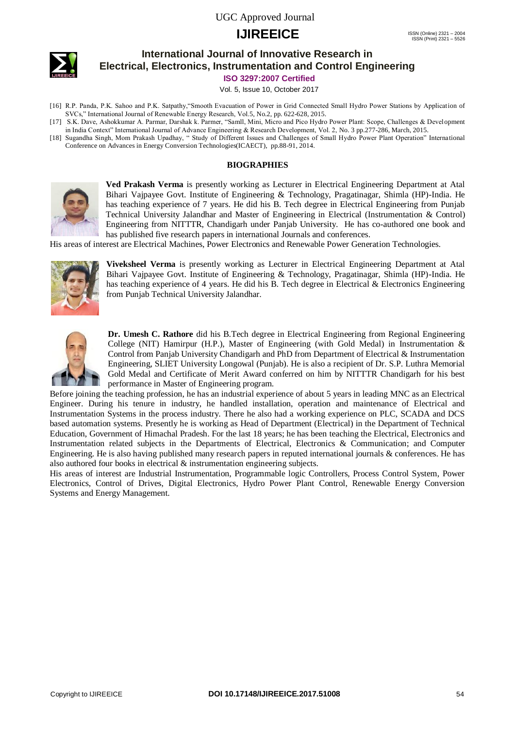[16] R.P. Panda, P.K. Sahoo and P.K. Satpathy,"Smooth Evacuation of Power in Grid Connected Small Hydro Power Stations by Application of SVCs," International Journal of Renewable Energy Research, Vol.5, No.2, pp. 622-628, 2015.

[17] S.K. Dave, Ashokkumar A. Parmar, Darshak k. Parmer, "Samll, Mini, Micro and Pico Hydro Power Plant: Scope, Challenges & Development in India Context" International Journal of Advance Engineering & Research Development, Vol. 2, No. 3 pp.277-286, March, 2015.

[18] Sugandha Singh, Mom Prakash Upadhay, " Study of Different Issues and Challenges of Small Hydro Power Plant Operation" International Conference on Advances in Energy Conversion Technologies(ICAECT), pp.88-91, 2014.

## BIOGRAPHIES

**Ved Prakash Verma** is presently working as Lecturer in Electrical Engineering Department at Atal Bihari Vajpayee Govt. Institute of Engineering & Technology, Pragatinagar, Shimla (HP)-India. He has teaching experience of 7 years. He did his B. Tech degree in Electrical Engineering from Punjab Technical University Jalandhar and Master of Engineering in Electrical (Instrumentation & Control) Engineering from NITTTR, Chandigarh under Panjab University. He has co-authored one book and has published five research papers in international Journals and conferences.
His areas of interest are Electrical Machines, Power Electronics and Renewable Power Generation Technologies.

**Viveksheel Verma** is presently working as Lecturer in Electrical Engineering Department at Atal Bihari Vajpayee Govt. Institute of Engineering & Technology, Pragatinagar, Shimla (HP)-India. He has teaching experience of 4 years. He did his B. Tech degree in Electrical & Electronics Engineering from Punjab Technical University Jalandhar.

**Dr. Umesh C. Rathore** did his B.Tech degree in Electrical Engineering from Regional Engineering College (NIT) Hamirpur (H.P.), Master of Engineering (with Gold Medal) in Instrumentation & Control from Panjab University Chandigarh and PhD from Department of Electrical & Instrumentation Engineering, SLIET University Longowal (Punjab). He is also a recipient of Dr. S.P. Luthra Memorial Gold Medal and Certificate of Merit Award conferred on him by NITTTR Chandigarh for his best performance in Master of Engineering program.
Before joining the teaching profession, he has an industrial experience of about 5 years in leading MNC as an Electrical Engineer. During his tenure in industry, he handled installation, operation and maintenance of Electrical and Instrumentation Systems in the process industry. There he also had a working experience on PLC, SCADA and DCS based automation systems. Presently he is working as Head of Department (Electrical) in the Department of Technical Education, Government of Himachal Pradesh. For the last 18 years; he has been teaching the Electrical, Electronics and Instrumentation related subjects in the Departments of Electrical, Electronics & Communication; and Computer Engineering. He is also having published many research papers in reputed international journals & conferences. He has also authored four books in electrical & instrumentation engineering subjects.
His areas of interest are Industrial Instrumentation, Programmable logic Controllers, Process Control System, Power Electronics, Control of Drives, Digital Electronics, Hydro Power Plant Control, Renewable Energy Conversion Systems and Energy Management.